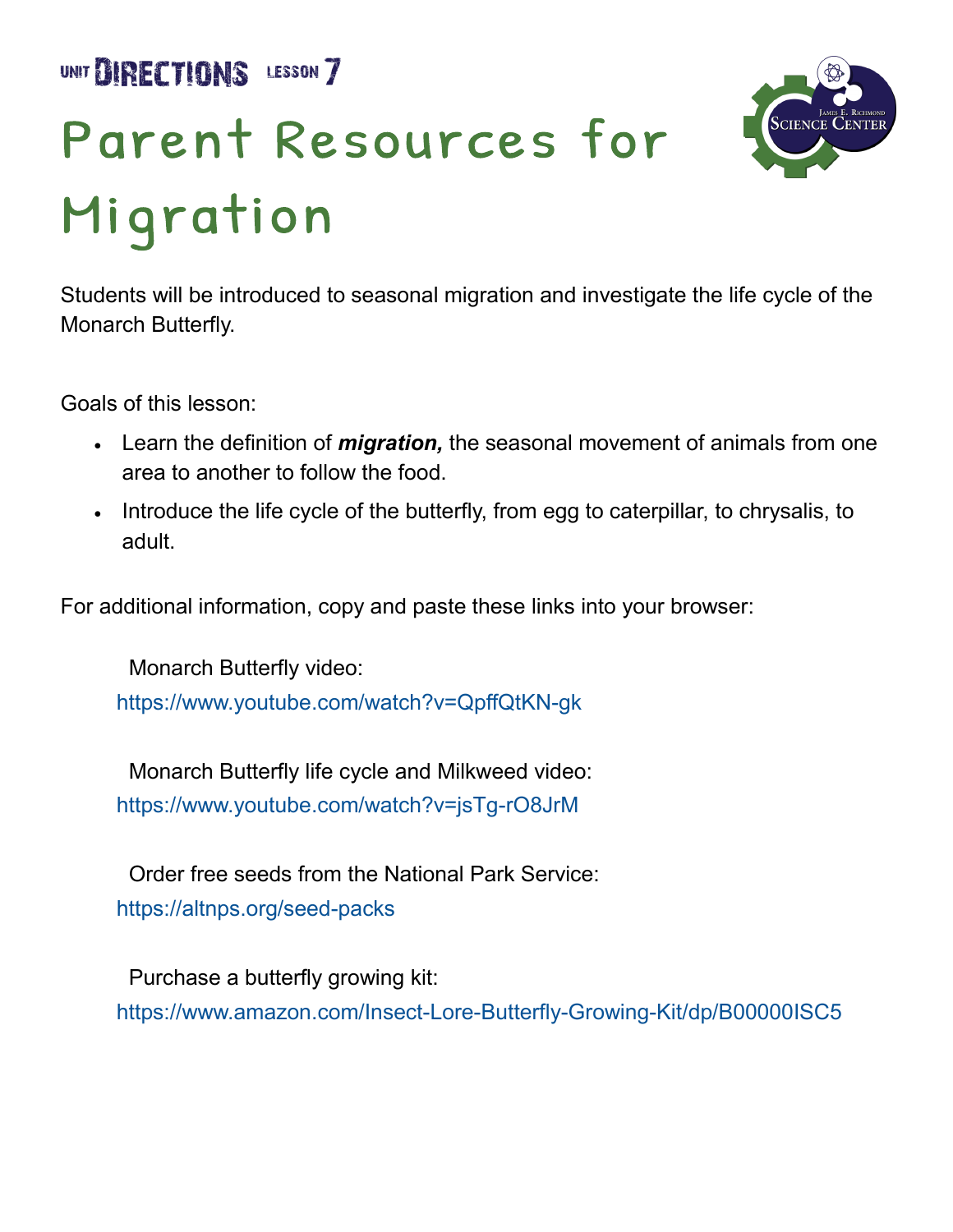UNIT DIRECTIONS LESSON 7

# Parent Resources for Migration

Students will be introduced to seasonal migration and investigate the life cycle of the Monarch Butterfly.

Goals of this lesson:

- Learn the definition of ***migration,*** the seasonal movement of animals from one area to another to follow the food.
- Introduce the life cycle of the butterfly, from egg to caterpillar, to chrysalis, to adult.

For additional information, copy and paste these links into your browser:

Monarch Butterfly video:
https://www.youtube.com/watch?v=QpffQtKN-gk

Monarch Butterfly life cycle and Milkweed video:
https://www.youtube.com/watch?v=jsTg-rO8JrM

Order free seeds from the National Park Service:
https://altnps.org/seed-packs

Purchase a butterfly growing kit:
https://www.amazon.com/Insect-Lore-Butterfly-Growing-Kit/dp/B00000ISC5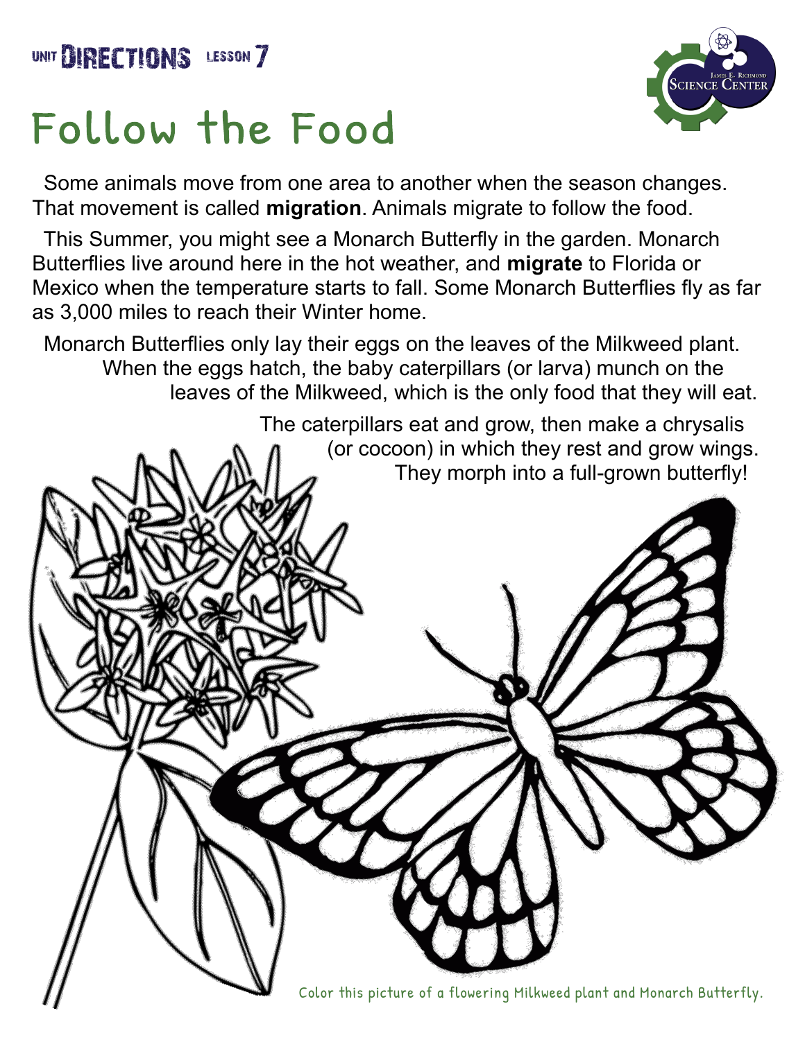UNIT DIRECTIONS LESSON 7

# Follow the Food

Some animals move from one area to another when the season changes. That movement is called **migration**. Animals migrate to follow the food.

This Summer, you might see a Monarch Butterfly in the garden. Monarch Butterflies live around here in the hot weather, and **migrate** to Florida or Mexico when the temperature starts to fall. Some Monarch Butterflies fly as far as 3,000 miles to reach their Winter home.

Monarch Butterflies only lay their eggs on the leaves of the Milkweed plant. When the eggs hatch, the baby caterpillars (or larva) munch on the leaves of the Milkweed, which is the only food that they will eat.

The caterpillars eat and grow, then make a chrysalis (or cocoon) in which they rest and grow wings. They morph into a full-grown butterfly!

Color this picture of a flowering Milkweed plant and Monarch Butterfly.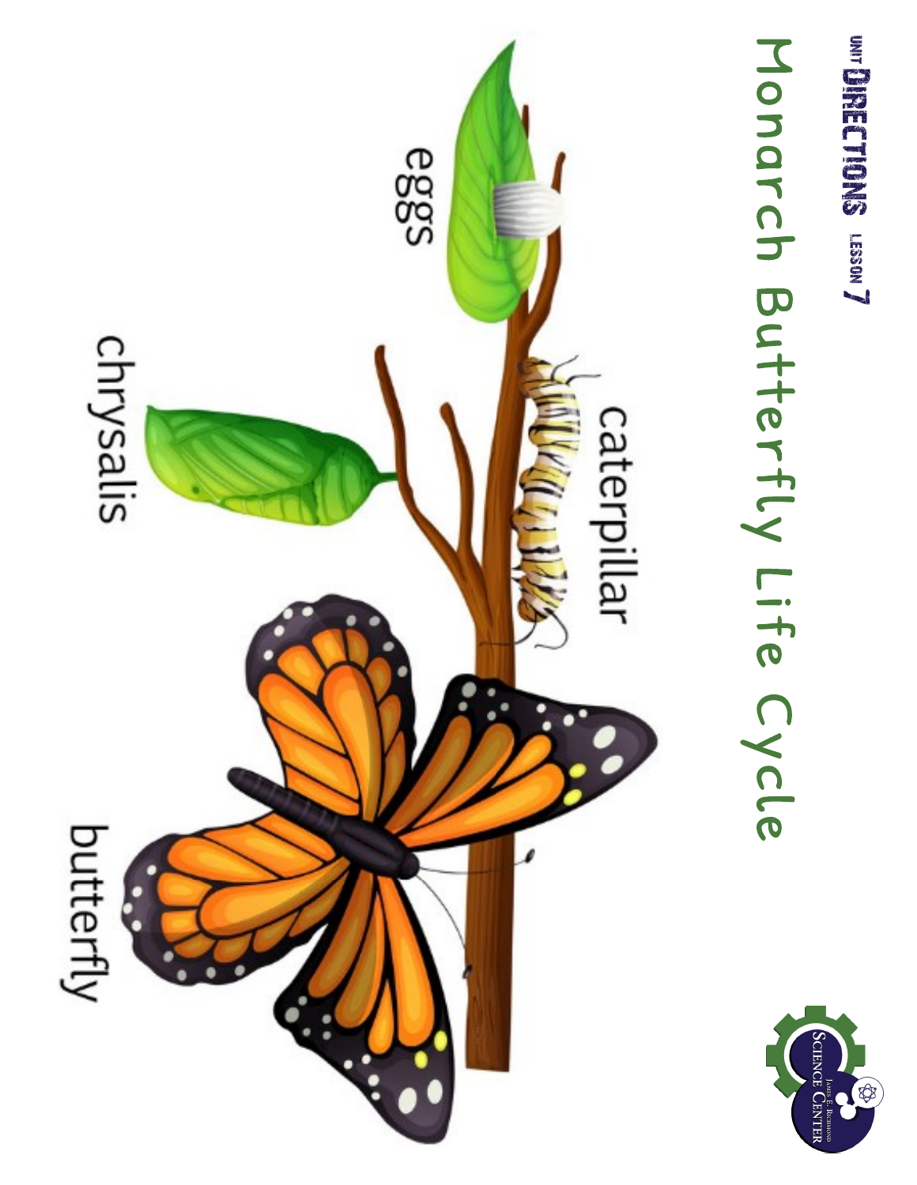UNIT DIRECTIONS LESSON 7

# Monarch Butterfly Life Cycle

eggs

caterpillar

chrysalis

butterfly

James E. Richmond Science Center